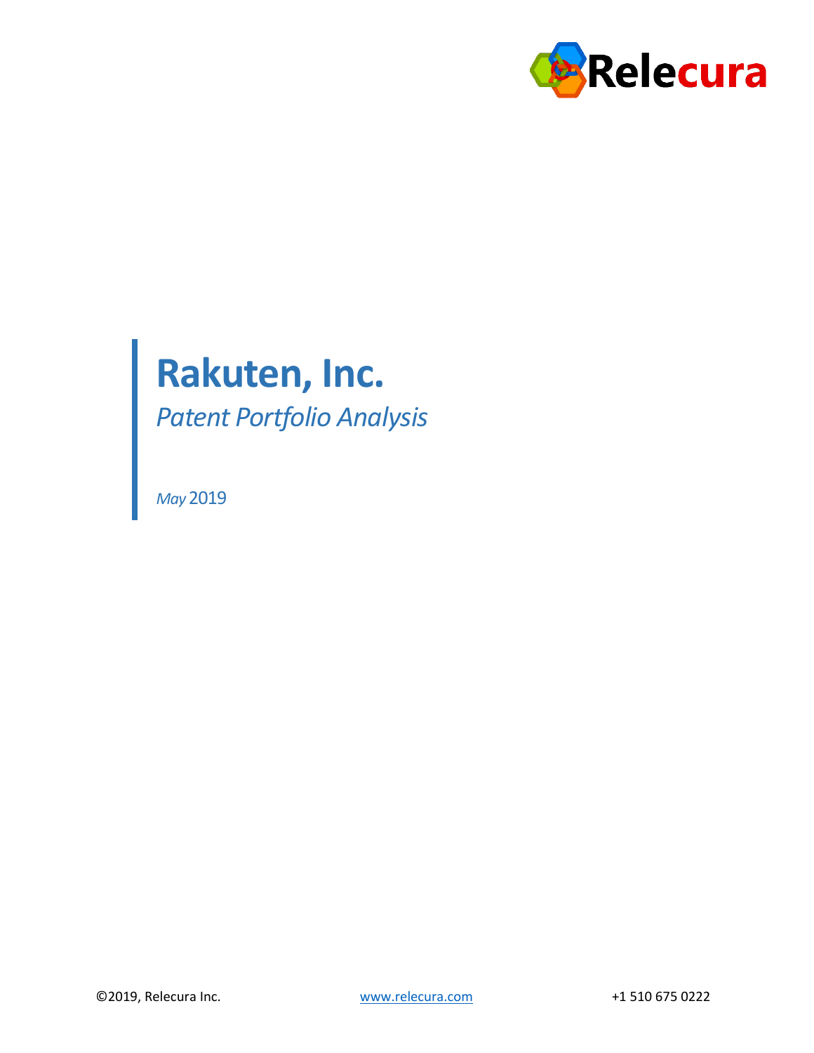Relecura

# Rakuten, Inc.

*Patent Portfolio Analysis*

*May* 2019

©2019, Relecura Inc. www.relecura.com +1 510 675 0222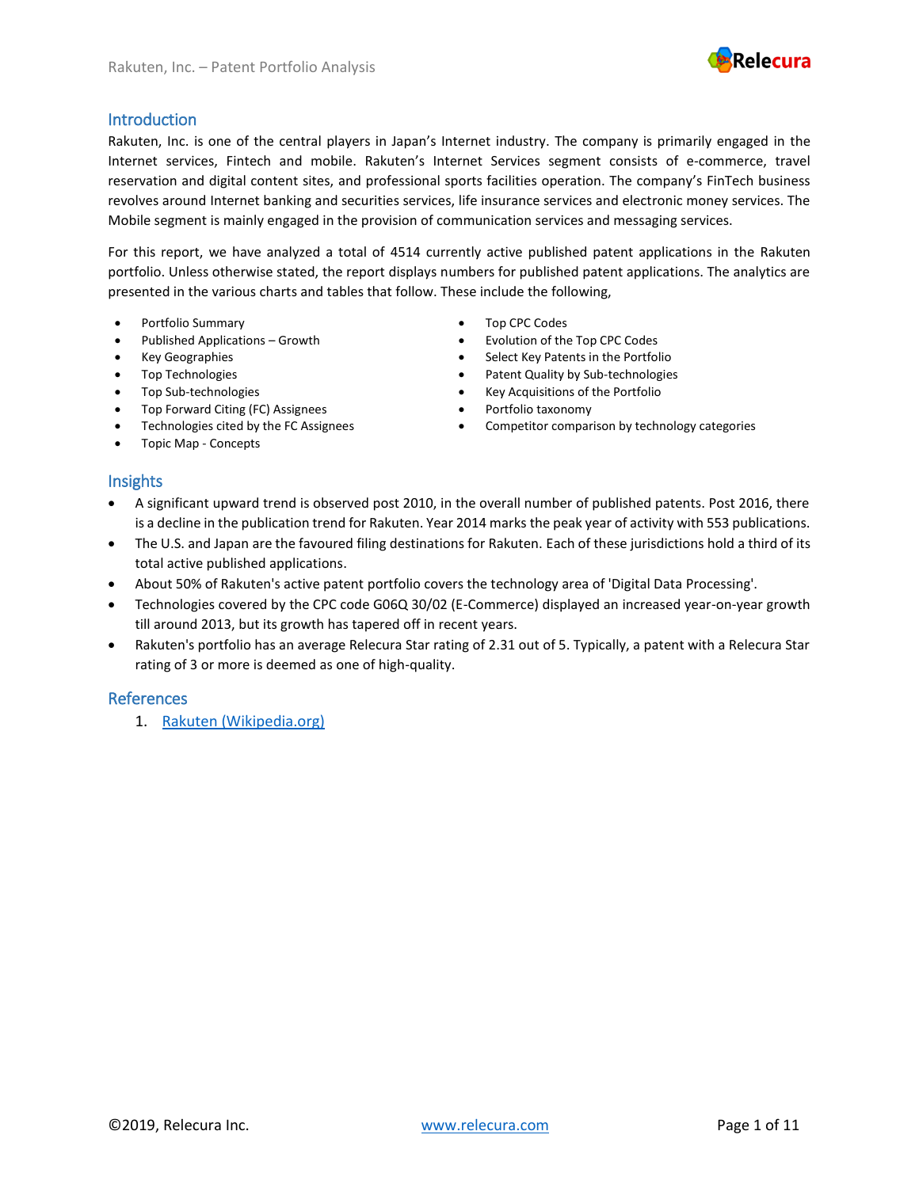## Introduction

Rakuten, Inc. is one of the central players in Japan's Internet industry. The company is primarily engaged in the Internet services, Fintech and mobile. Rakuten's Internet Services segment consists of e-commerce, travel reservation and digital content sites, and professional sports facilities operation. The company's FinTech business revolves around Internet banking and securities services, life insurance services and electronic money services. The Mobile segment is mainly engaged in the provision of communication services and messaging services.

For this report, we have analyzed a total of 4514 currently active published patent applications in the Rakuten portfolio. Unless otherwise stated, the report displays numbers for published patent applications. The analytics are presented in the various charts and tables that follow. These include the following,

- Portfolio Summary
- Published Applications – Growth
- Key Geographies
- Top Technologies
- Top Sub-technologies
- Top Forward Citing (FC) Assignees
- Technologies cited by the FC Assignees
- Topic Map - Concepts
- Top CPC Codes
- Evolution of the Top CPC Codes
- Select Key Patents in the Portfolio
- Patent Quality by Sub-technologies
- Key Acquisitions of the Portfolio
- Portfolio taxonomy
- Competitor comparison by technology categories

## Insights

- A significant upward trend is observed post 2010, in the overall number of published patents. Post 2016, there is a decline in the publication trend for Rakuten. Year 2014 marks the peak year of activity with 553 publications.
- The U.S. and Japan are the favoured filing destinations for Rakuten. Each of these jurisdictions hold a third of its total active published applications.
- About 50% of Rakuten's active patent portfolio covers the technology area of 'Digital Data Processing'.
- Technologies covered by the CPC code G06Q 30/02 (E-Commerce) displayed an increased year-on-year growth till around 2013, but its growth has tapered off in recent years.
- Rakuten's portfolio has an average Relecura Star rating of 2.31 out of 5. Typically, a patent with a Relecura Star rating of 3 or more is deemed as one of high-quality.

## References

1. Rakuten (Wikipedia.org)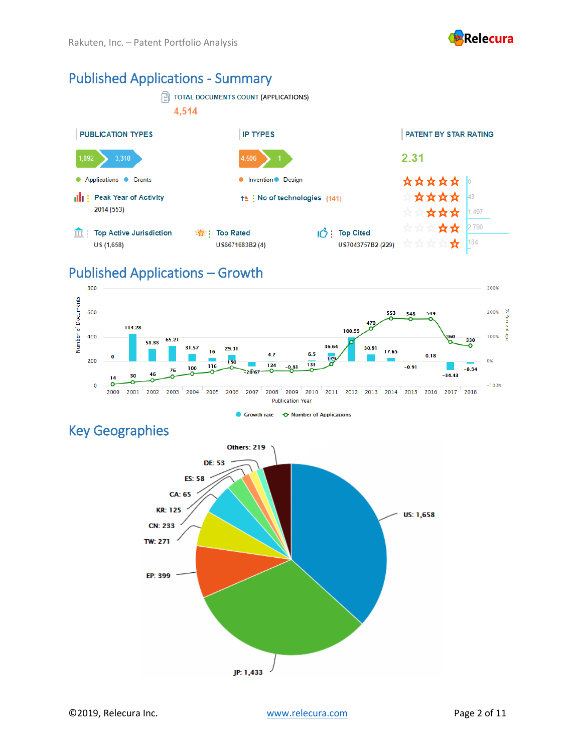## Published Applications - Summary

TOTAL DOCUMENTS COUNT (APPLICATIONS)

**4,514**

**PUBLICATION TYPES**

1,092 | 3,310

Applications · Grants

**Peak Year of Activity**
2014 (553)

**IP TYPES**

4,506 | 1

Invention · Design

**No of technologies** (141)

**PATENT BY STAR RATING**

**2.31**

| Rating | Count |
|---|---|
| 5 stars | 0 |
| 4 stars | 43 |
| 3 stars | 1,497 |
| 2 stars | 2,790 |
| 1 star | 184 |

**Top Active Jurisdiction**
US (1,658)

**Top Rated**
US6671683B2 (4)

**Top Cited**
US7043757B2 (229)

## Published Applications – Growth

| Publication Year | Number of Applications | Growth rate (%) |
|---|---|---|
| 2000 | 14 | 0 |
| 2001 | 30 | 114.28 |
| 2002 | 46 | 53.33 |
| 2003 | 76 | 65.21 |
| 2004 | 100 | 31.57 |
| 2005 | 116 | 16 |
| 2006 | 150 | 29.31 |
| 2007 | 120 | -20 |
| 2008 | 124 | 4.2 |
| 2009 | 123 | -0.81 |
| 2010 | 131 | 6.5 |
| 2011 | 179 | 36.64 |
| 2012 | 359 | 100.55 |
| 2013 | 470 | 30.91 |
| 2014 | 553 | 17.65 |
| 2015 | 548 | -0.91 |
| 2016 | 549 | 0.18 |
| 2017 | 360 | -34.43 |
| 2018 | 330 | -8.34 |

## Key Geographies

| Jurisdiction | Count |
|---|---|
| US | 1,658 |
| JP | 1,433 |
| EP | 399 |
| TW | 271 |
| CN | 233 |
| KR | 125 |
| CA | 65 |
| ES | 58 |
| DE | 53 |
| Others | 219 |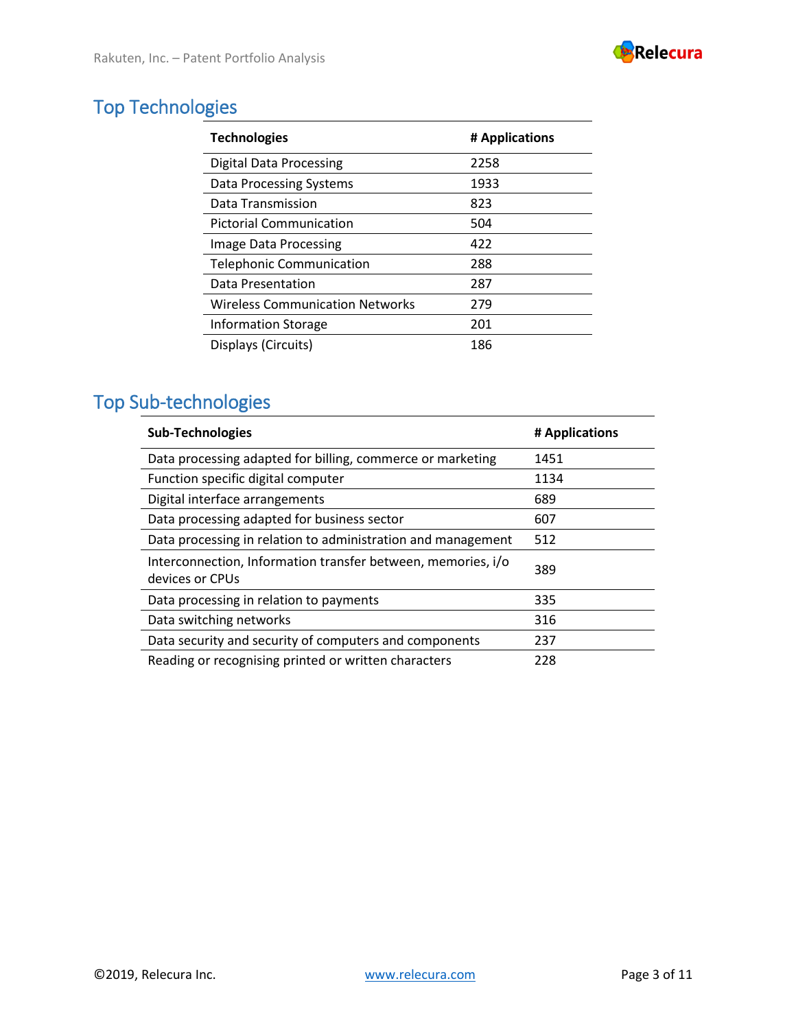## Top Technologies

| Technologies | # Applications |
|---|---|
| Digital Data Processing | 2258 |
| Data Processing Systems | 1933 |
| Data Transmission | 823 |
| Pictorial Communication | 504 |
| Image Data Processing | 422 |
| Telephonic Communication | 288 |
| Data Presentation | 287 |
| Wireless Communication Networks | 279 |
| Information Storage | 201 |
| Displays (Circuits) | 186 |

## Top Sub-technologies

| Sub-Technologies | # Applications |
|---|---|
| Data processing adapted for billing, commerce or marketing | 1451 |
| Function specific digital computer | 1134 |
| Digital interface arrangements | 689 |
| Data processing adapted for business sector | 607 |
| Data processing in relation to administration and management | 512 |
| Interconnection, Information transfer between, memories, i/o devices or CPUs | 389 |
| Data processing in relation to payments | 335 |
| Data switching networks | 316 |
| Data security and security of computers and components | 237 |
| Reading or recognising printed or written characters | 228 |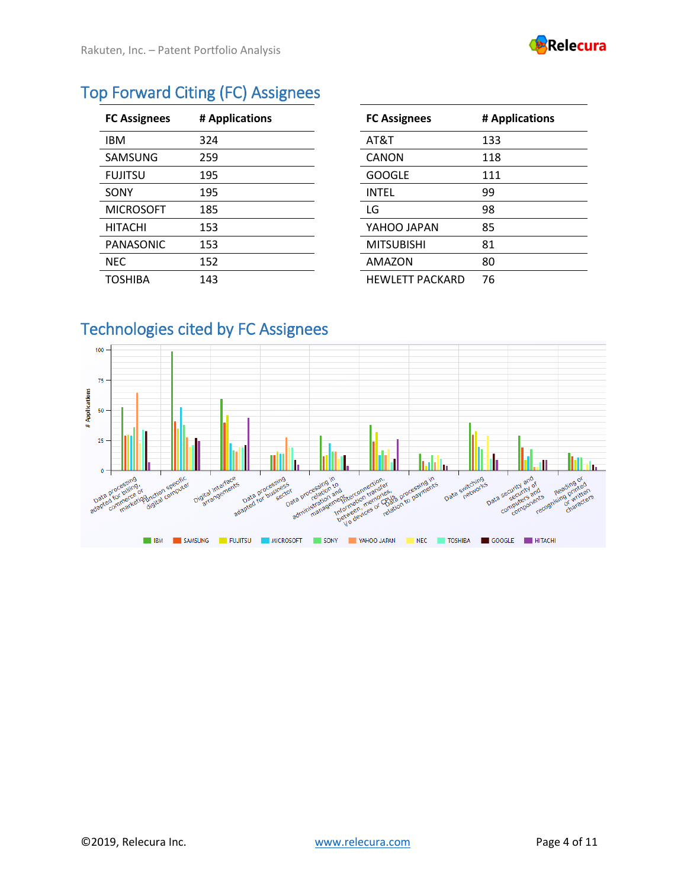## Top Forward Citing (FC) Assignees

| FC Assignees | # Applications |
|---|---|
| IBM | 324 |
| SAMSUNG | 259 |
| FUJITSU | 195 |
| SONY | 195 |
| MICROSOFT | 185 |
| HITACHI | 153 |
| PANASONIC | 153 |
| NEC | 152 |
| TOSHIBA | 143 |

| FC Assignees | # Applications |
|---|---|
| AT&T | 133 |
| CANON | 118 |
| GOOGLE | 111 |
| INTEL | 99 |
| LG | 98 |
| YAHOO JAPAN | 85 |
| MITSUBISHI | 81 |
| AMAZON | 80 |
| HEWLETT PACKARD | 76 |

## Technologies cited by FC Assignees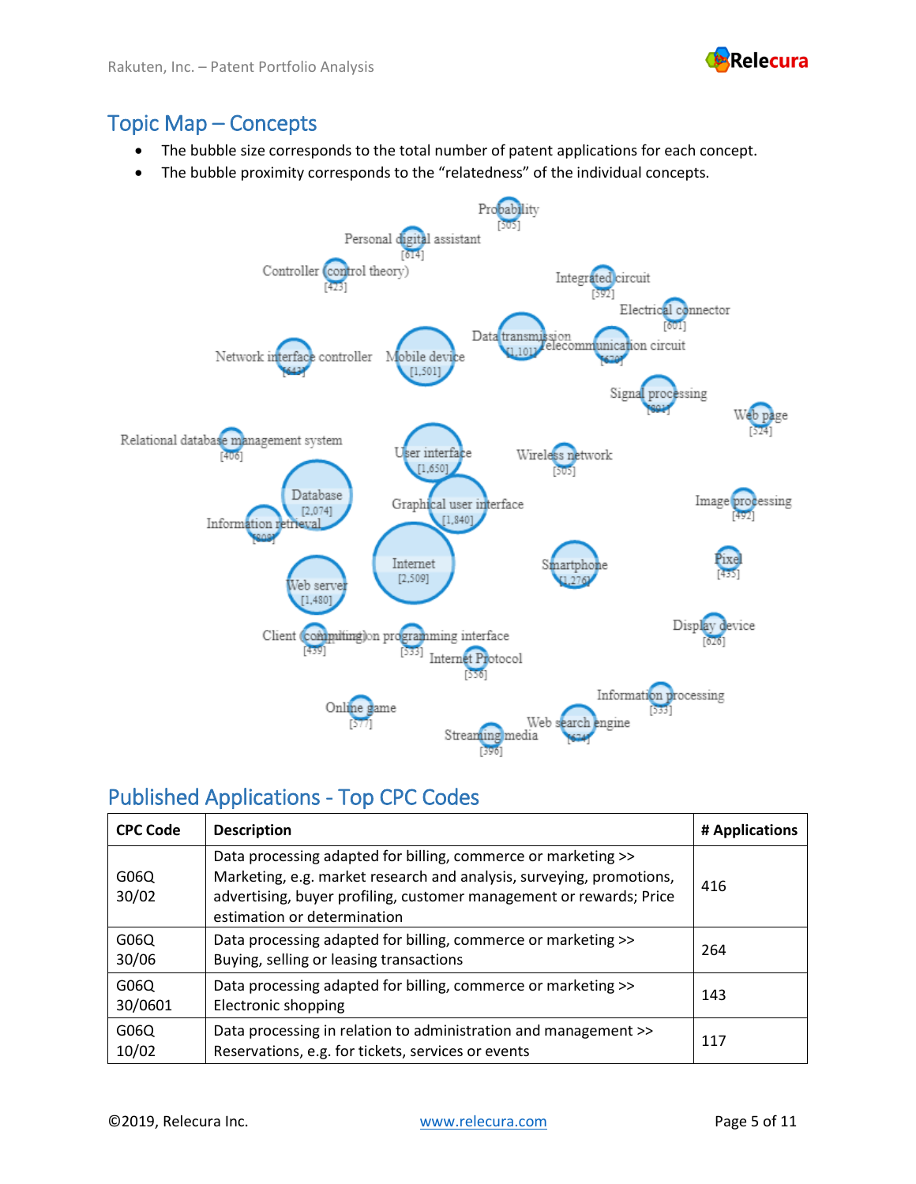## Topic Map – Concepts

- The bubble size corresponds to the total number of patent applications for each concept.
- The bubble proximity corresponds to the "relatedness" of the individual concepts.

Probability [505]
Personal digital assistant [614]
Controller (control theory) [423]
Integrated circuit [592]
Electrical connector [601]
Data transmission [1,101]
Telecommunication circuit [670]
Network interface controller [643]
Mobile device [1,501]
Signal processing [801]
Web page [524]
Relational database management system [406]
User interface [1,650]
Wireless network [505]
Database [2,074]
Graphical user interface [1,840]
Image processing [492]
Information retrieval [808]
Internet [2,509]
Smartphone [1,276]
Pixel [435]
Web server [1,480]
Display device [626]
Client (computing) [439]
Application programming interface [533]
Internet Protocol [556]
Information processing [533]
Online game [577]
Web search engine [674]
Streaming media [396]

## Published Applications - Top CPC Codes

| CPC Code | Description | # Applications |
|---|---|---|
| G06Q 30/02 | Data processing adapted for billing, commerce or marketing >> Marketing, e.g. market research and analysis, surveying, promotions, advertising, buyer profiling, customer management or rewards; Price estimation or determination | 416 |
| G06Q 30/06 | Data processing adapted for billing, commerce or marketing >> Buying, selling or leasing transactions | 264 |
| G06Q 30/0601 | Data processing adapted for billing, commerce or marketing >> Electronic shopping | 143 |
| G06Q 10/02 | Data processing in relation to administration and management >> Reservations, e.g. for tickets, services or events | 117 |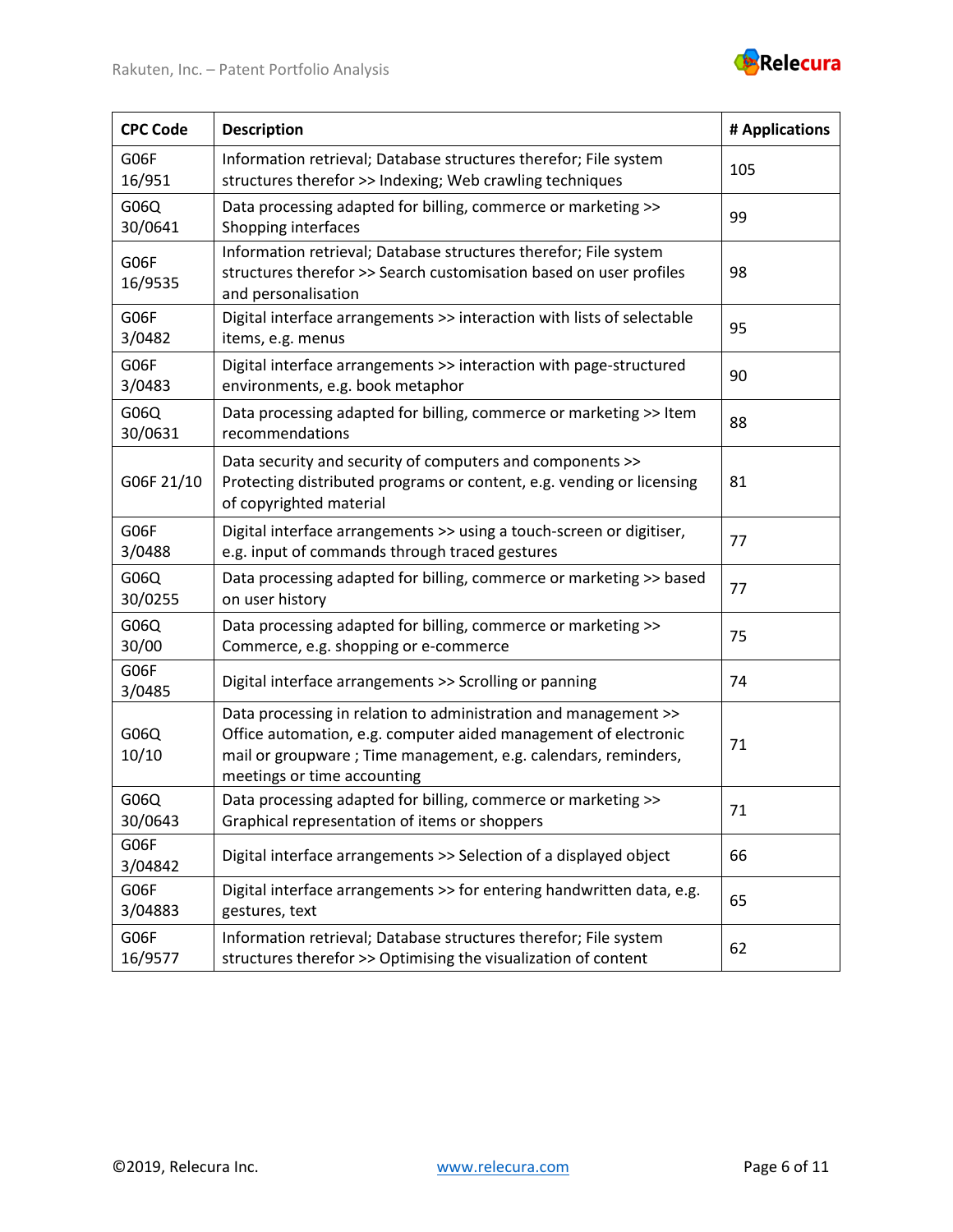| CPC Code | Description | # Applications |
| --- | --- | --- |
| G06F 16/951 | Information retrieval; Database structures therefor; File system structures therefor >> Indexing; Web crawling techniques | 105 |
| G06Q 30/0641 | Data processing adapted for billing, commerce or marketing >> Shopping interfaces | 99 |
| G06F 16/9535 | Information retrieval; Database structures therefor; File system structures therefor >> Search customisation based on user profiles and personalisation | 98 |
| G06F 3/0482 | Digital interface arrangements >> interaction with lists of selectable items, e.g. menus | 95 |
| G06F 3/0483 | Digital interface arrangements >> interaction with page-structured environments, e.g. book metaphor | 90 |
| G06Q 30/0631 | Data processing adapted for billing, commerce or marketing >> Item recommendations | 88 |
| G06F 21/10 | Data security and security of computers and components >> Protecting distributed programs or content, e.g. vending or licensing of copyrighted material | 81 |
| G06F 3/0488 | Digital interface arrangements >> using a touch-screen or digitiser, e.g. input of commands through traced gestures | 77 |
| G06Q 30/0255 | Data processing adapted for billing, commerce or marketing >> based on user history | 77 |
| G06Q 30/00 | Data processing adapted for billing, commerce or marketing >> Commerce, e.g. shopping or e-commerce | 75 |
| G06F 3/0485 | Digital interface arrangements >> Scrolling or panning | 74 |
| G06Q 10/10 | Data processing in relation to administration and management >> Office automation, e.g. computer aided management of electronic mail or groupware ; Time management, e.g. calendars, reminders, meetings or time accounting | 71 |
| G06Q 30/0643 | Data processing adapted for billing, commerce or marketing >> Graphical representation of items or shoppers | 71 |
| G06F 3/04842 | Digital interface arrangements >> Selection of a displayed object | 66 |
| G06F 3/04883 | Digital interface arrangements >> for entering handwritten data, e.g. gestures, text | 65 |
| G06F 16/9577 | Information retrieval; Database structures therefor; File system structures therefor >> Optimising the visualization of content | 62 |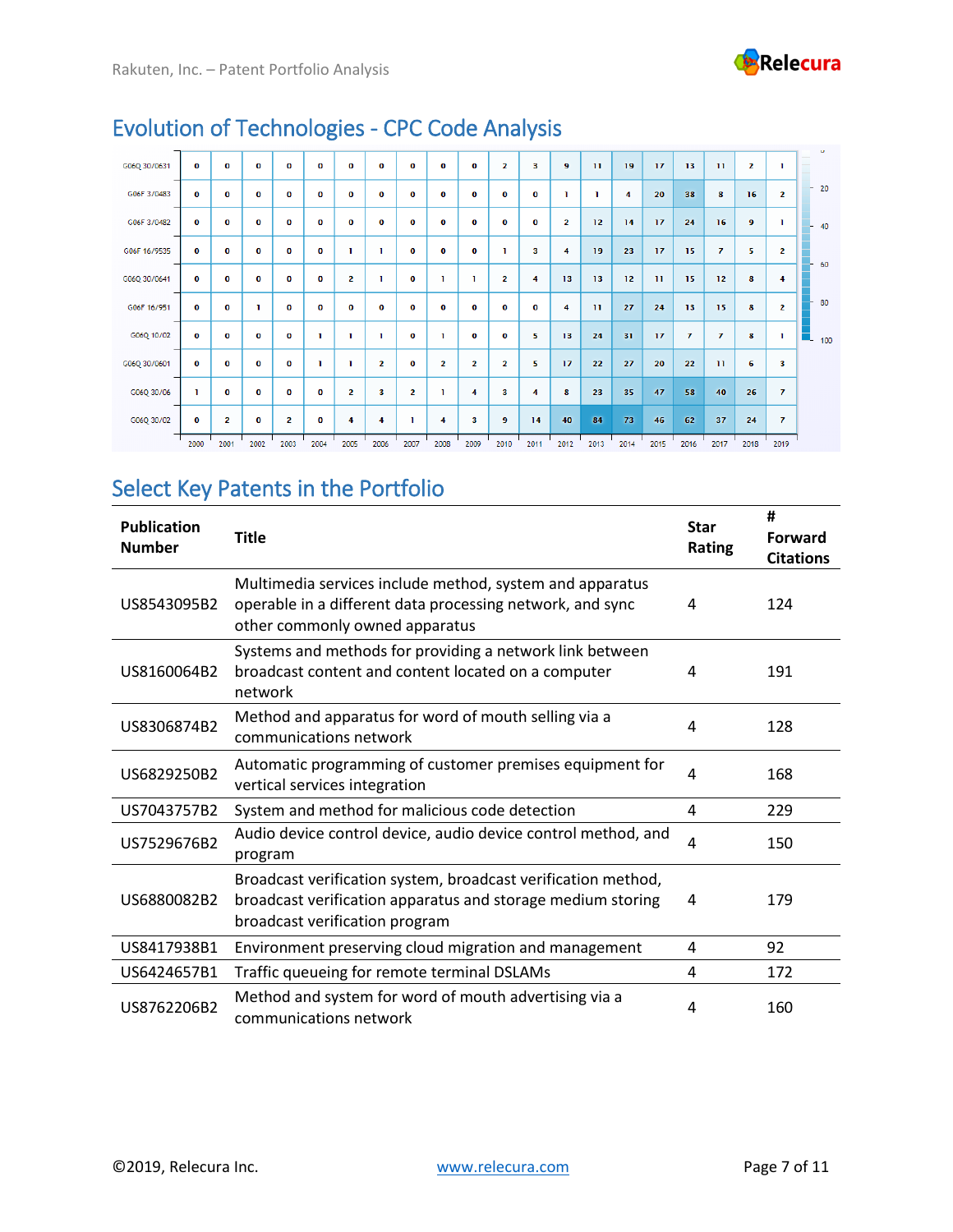## Evolution of Technologies - CPC Code Analysis

| | 2000 | 2001 | 2002 | 2003 | 2004 | 2005 | 2006 | 2007 | 2008 | 2009 | 2010 | 2011 | 2012 | 2013 | 2014 | 2015 | 2016 | 2017 | 2018 | 2019 |
|---|---|---|---|---|---|---|---|---|---|---|---|---|---|---|---|---|---|---|---|---|
| G06Q 30/0631 | 0 | 0 | 0 | 0 | 0 | 0 | 0 | 0 | 0 | 0 | 2 | 3 | 9 | 11 | 19 | 17 | 13 | 11 | 2 | 1 |
| G06F 3/0483 | 0 | 0 | 0 | 0 | 0 | 0 | 0 | 0 | 0 | 0 | 0 | 0 | 1 | 1 | 4 | 20 | 38 | 8 | 16 | 2 |
| G06F 3/0482 | 0 | 0 | 0 | 0 | 0 | 0 | 0 | 0 | 0 | 0 | 0 | 0 | 2 | 12 | 14 | 17 | 24 | 16 | 9 | 1 |
| G06F 16/9535 | 0 | 0 | 0 | 0 | 0 | 1 | 1 | 0 | 0 | 0 | 1 | 3 | 4 | 19 | 23 | 17 | 15 | 7 | 5 | 2 |
| G06Q 30/0641 | 0 | 0 | 0 | 0 | 0 | 2 | 1 | 0 | 1 | 1 | 2 | 4 | 13 | 13 | 12 | 11 | 15 | 12 | 8 | 4 |
| G06F 16/951 | 0 | 0 | 1 | 0 | 0 | 0 | 0 | 0 | 0 | 0 | 0 | 0 | 4 | 11 | 27 | 24 | 13 | 15 | 8 | 2 |
| G06Q 10/02 | 0 | 0 | 0 | 0 | 1 | 1 | 1 | 0 | 1 | 0 | 0 | 5 | 13 | 24 | 31 | 17 | 7 | 7 | 8 | 1 |
| G06Q 30/0601 | 0 | 0 | 0 | 0 | 1 | 1 | 2 | 0 | 2 | 2 | 2 | 5 | 17 | 22 | 27 | 20 | 22 | 11 | 6 | 3 |
| G06Q 30/06 | 1 | 0 | 0 | 0 | 0 | 2 | 3 | 2 | 1 | 4 | 3 | 4 | 8 | 23 | 35 | 47 | 58 | 40 | 26 | 7 |
| G06Q 30/02 | 0 | 2 | 0 | 2 | 0 | 4 | 4 | 1 | 4 | 3 | 9 | 14 | 40 | 84 | 73 | 46 | 62 | 37 | 24 | 7 |

## Select Key Patents in the Portfolio

| Publication Number | Title | Star Rating | # Forward Citations |
|---|---|---|---|
| US8543095B2 | Multimedia services include method, system and apparatus operable in a different data processing network, and sync other commonly owned apparatus | 4 | 124 |
| US8160064B2 | Systems and methods for providing a network link between broadcast content and content located on a computer network | 4 | 191 |
| US8306874B2 | Method and apparatus for word of mouth selling via a communications network | 4 | 128 |
| US6829250B2 | Automatic programming of customer premises equipment for vertical services integration | 4 | 168 |
| US7043757B2 | System and method for malicious code detection | 4 | 229 |
| US7529676B2 | Audio device control device, audio device control method, and program | 4 | 150 |
| US6880082B2 | Broadcast verification system, broadcast verification method, broadcast verification apparatus and storage medium storing broadcast verification program | 4 | 179 |
| US8417938B1 | Environment preserving cloud migration and management | 4 | 92 |
| US6424657B1 | Traffic queueing for remote terminal DSLAMs | 4 | 172 |
| US8762206B2 | Method and system for word of mouth advertising via a communications network | 4 | 160 |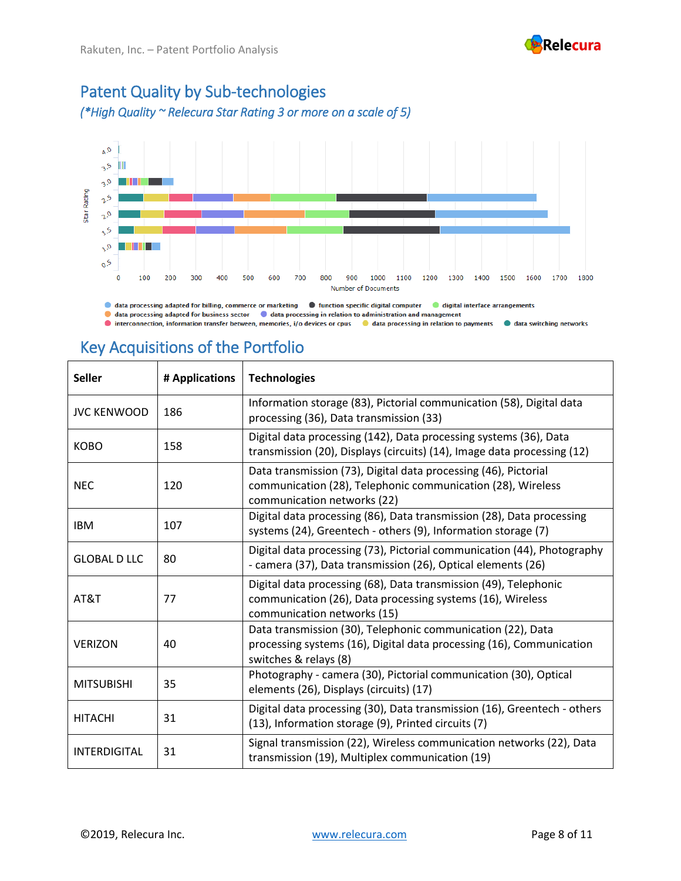## Patent Quality by Sub-technologies

*(\*High Quality ~ Relecura Star Rating 3 or more on a scale of 5)*

Star Rating

Number of Documents

- data processing adapted for billing, commerce or marketing
- function specific digital computer
- digital interface arrangements
- data processing adapted for business sector
- data processing in relation to administration and management
- interconnection, information transfer between, memories, i/o devices or cpus
- data processing in relation to payments
- data switching networks

## Key Acquisitions of the Portfolio

| Seller | # Applications | Technologies |
|---|---|---|
| JVC KENWOOD | 186 | Information storage (83), Pictorial communication (58), Digital data processing (36), Data transmission (33) |
| KOBO | 158 | Digital data processing (142), Data processing systems (36), Data transmission (20), Displays (circuits) (14), Image data processing (12) |
| NEC | 120 | Data transmission (73), Digital data processing (46), Pictorial communication (28), Telephonic communication (28), Wireless communication networks (22) |
| IBM | 107 | Digital data processing (86), Data transmission (28), Data processing systems (24), Greentech - others (9), Information storage (7) |
| GLOBAL D LLC | 80 | Digital data processing (73), Pictorial communication (44), Photography - camera (37), Data transmission (26), Optical elements (26) |
| AT&T | 77 | Digital data processing (68), Data transmission (49), Telephonic communication (26), Data processing systems (16), Wireless communication networks (15) |
| VERIZON | 40 | Data transmission (30), Telephonic communication (22), Data processing systems (16), Digital data processing (16), Communication switches & relays (8) |
| MITSUBISHI | 35 | Photography - camera (30), Pictorial communication (30), Optical elements (26), Displays (circuits) (17) |
| HITACHI | 31 | Digital data processing (30), Data transmission (16), Greentech - others (13), Information storage (9), Printed circuits (7) |
| INTERDIGITAL | 31 | Signal transmission (22), Wireless communication networks (22), Data transmission (19), Multiplex communication (19) |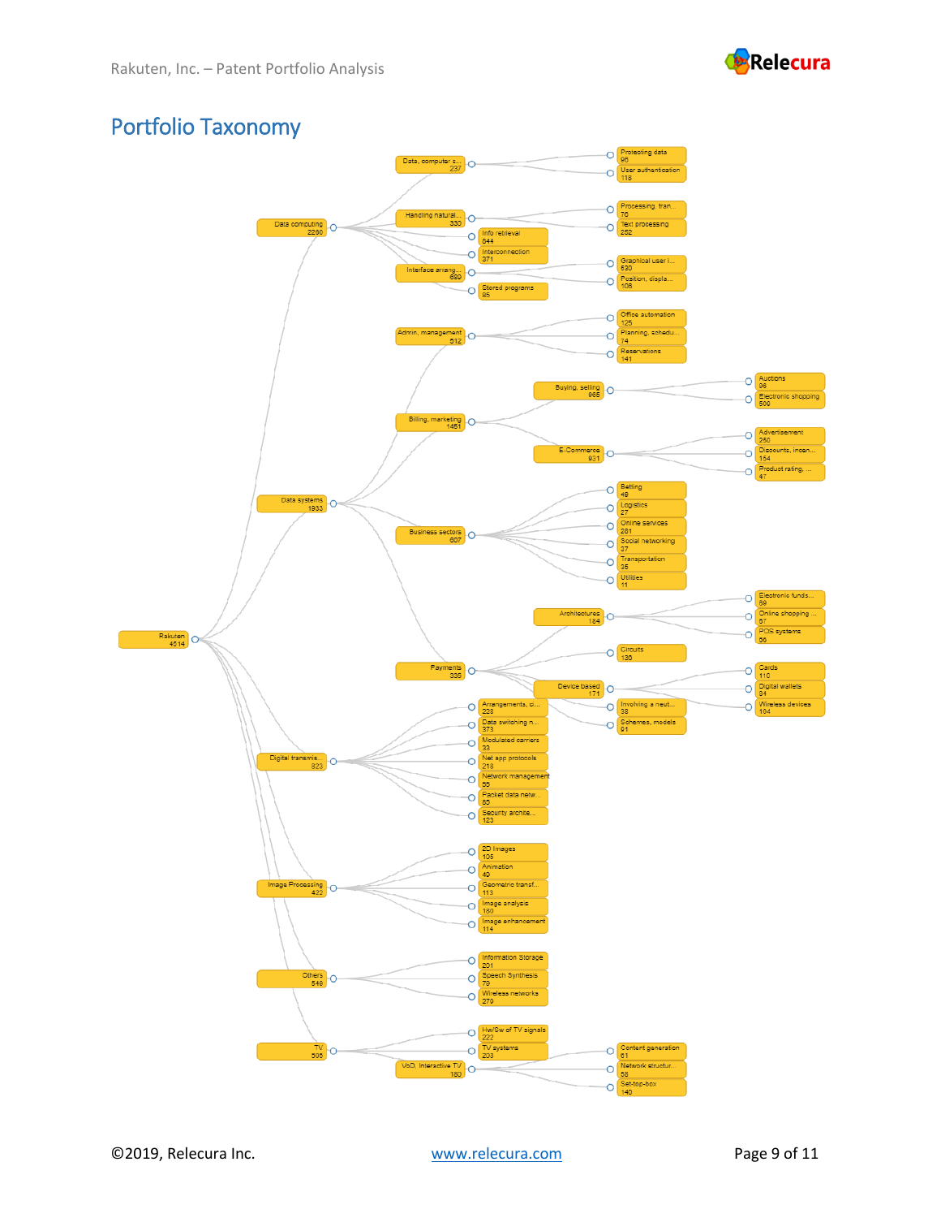# Portfolio Taxonomy

- Rakuten 4614
  - Data computing 2260
    - Data, computer s... 237
      - Protecting data 96
      - User authentication 118
    - Handling natural... 330
      - Processing, tran... 70
      - Text processing 252
    - Info retrieval 644
    - Interconnection 371
    - Interface arrang... 689
      - Graphical user i... 530
      - Position, displa... 108
    - Stored programs 85
  - Data systems 1933
    - Admin, management 312
      - Office automation 125
      - Planning, schedu... 74
      - Reservations 141
    - Billing, marketing 1451
      - Buying, selling 565
        - Auctions 96
        - Electronic shopping 500
      - E-Commerce 931
        - Advertisement 250
        - Discounts, incen... 154
        - Product rating, ... 47
    - Business sectors 607
      - Betting 49
      - Logistics 27
      - Online services 281
      - Social networking 37
      - Transportation 35
      - Utilities 11
    - Payments 335
      - Architectures 184
        - Electronic funds... 59
        - Online shopping ... 57
        - POS systems 56
      - Circuits 130
      - Device based 171
        - Cards 110
        - Digital wallets 94
        - Wireless devices 104
      - Involving a neut... 38
      - Schemes, models 91
  - Digital transmis... 823
    - Arrangements, c... 228
    - Data switching n... 373
    - Modulated carriers 33
    - Net app protocols 218
    - Network management 55
    - Packet data netw... 85
    - Security archite... 123
  - Image Processing 422
    - 2D Images 105
    - Animation 40
    - Geometric transf... 113
    - Image analysis 180
    - Image enhancement 114
  - Others 548
    - Information Storage 201
    - Speech Synthesis 79
    - Wireless networks 270
  - TV 506
    - Hw/Sw of TV signals 222
    - TV systems 203
    - VoD, Interactive TV 180
      - Content generation 61
      - Network structur... 58
      - Set-top-box 140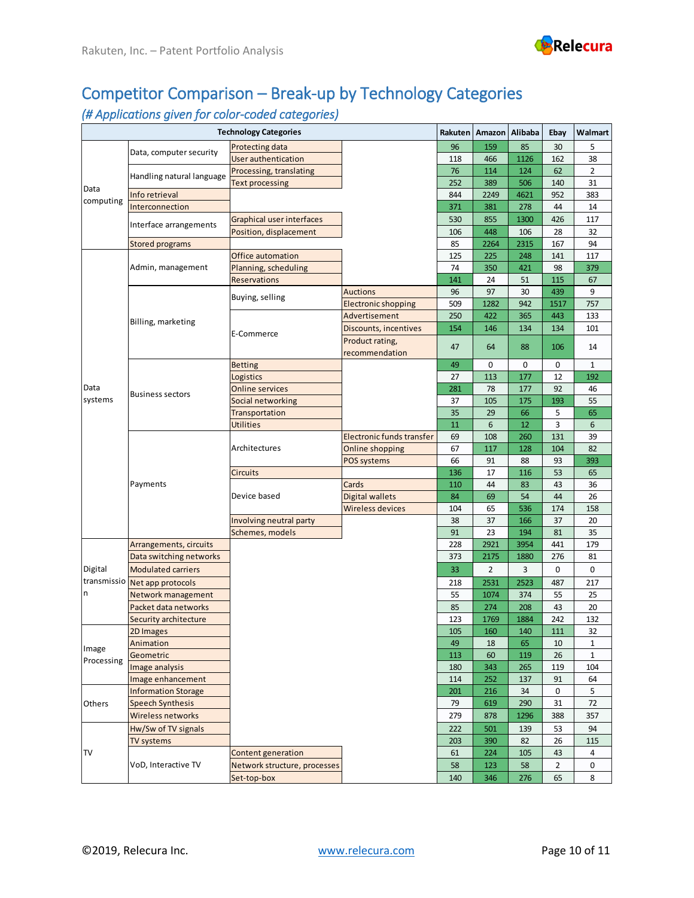## Competitor Comparison – Break-up by Technology Categories

*(# Applications given for color-coded categories)*

| Technology Categories | | | | Rakuten | Amazon | Alibaba | Ebay | Walmart |
|---|---|---|---|---|---|---|---|---|
| Data computing | Data, computer security | Protecting data | | 96 | 159 | 85 | 30 | 5 |
| | | User authentication | | 118 | 466 | 1126 | 162 | 38 |
| | Handling natural language | Processing, translating | | 76 | 114 | 124 | 62 | 2 |
| | | Text processing | | 252 | 389 | 506 | 140 | 31 |
| | Info retrieval | | | 844 | 2249 | 4621 | 952 | 383 |
| | Interconnection | | | 371 | 381 | 278 | 44 | 14 |
| | Interface arrangements | Graphical user interfaces | | 530 | 855 | 1300 | 426 | 117 |
| | | Position, displacement | | 106 | 448 | 106 | 28 | 32 |
| | Stored programs | | | 85 | 2264 | 2315 | 167 | 94 |
| Data systems | Admin, management | Office automation | | 125 | 225 | 248 | 141 | 117 |
| | | Planning, scheduling | | 74 | 350 | 421 | 98 | 379 |
| | | Reservations | | 141 | 24 | 51 | 115 | 67 |
| | Billing, marketing | Buying, selling | Auctions | 96 | 97 | 30 | 439 | 9 |
| | | | Electronic shopping | 509 | 1282 | 942 | 1517 | 757 |
| | | E-Commerce | Advertisement | 250 | 422 | 365 | 443 | 133 |
| | | | Discounts, incentives | 154 | 146 | 134 | 134 | 101 |
| | | | Product rating, recommendation | 47 | 64 | 88 | 106 | 14 |
| | Business sectors | Betting | | 49 | 0 | 0 | 0 | 1 |
| | | Logistics | | 27 | 113 | 177 | 12 | 192 |
| | | Online services | | 281 | 78 | 177 | 92 | 46 |
| | | Social networking | | 37 | 105 | 175 | 193 | 55 |
| | | Transportation | | 35 | 29 | 66 | 5 | 65 |
| | | Utilities | | 11 | 6 | 12 | 3 | 6 |
| | Payments | Architectures | Electronic funds transfer | 69 | 108 | 260 | 131 | 39 |
| | | | Online shopping | 67 | 117 | 128 | 104 | 82 |
| | | | POS systems | 66 | 91 | 88 | 93 | 393 |
| | | Circuits | | 136 | 17 | 116 | 53 | 65 |
| | | Device based | Cards | 110 | 44 | 83 | 43 | 36 |
| | | | Digital wallets | 84 | 69 | 54 | 44 | 26 |
| | | | Wireless devices | 104 | 65 | 536 | 174 | 158 |
| | | Involving neutral party | | 38 | 37 | 166 | 37 | 20 |
| | | Schemes, models | | 91 | 23 | 194 | 81 | 35 |
| Digital transmission | Arrangements, circuits | | | 228 | 2921 | 3954 | 441 | 179 |
| | Data switching networks | | | 373 | 2175 | 1880 | 276 | 81 |
| | Modulated carriers | | | 33 | 2 | 3 | 0 | 0 |
| | Net app protocols | | | 218 | 2531 | 2523 | 487 | 217 |
| | Network management | | | 55 | 1074 | 374 | 55 | 25 |
| | Packet data networks | | | 85 | 274 | 208 | 43 | 20 |
| | Security architecture | | | 123 | 1769 | 1884 | 242 | 132 |
| Image Processing | 2D Images | | | 105 | 160 | 140 | 111 | 32 |
| | Animation | | | 49 | 18 | 65 | 10 | 1 |
| | Geometric | | | 113 | 60 | 119 | 26 | 1 |
| | Image analysis | | | 180 | 343 | 265 | 119 | 104 |
| | Image enhancement | | | 114 | 252 | 137 | 91 | 64 |
| Others | Information Storage | | | 201 | 216 | 34 | 0 | 5 |
| | Speech Synthesis | | | 79 | 619 | 290 | 31 | 72 |
| | Wireless networks | | | 279 | 878 | 1296 | 388 | 357 |
| TV | Hw/Sw of TV signals | | | 222 | 501 | 139 | 53 | 94 |
| | TV systems | | | 203 | 390 | 82 | 26 | 115 |
| | VoD, Interactive TV | Content generation | | 61 | 224 | 105 | 43 | 4 |
| | | Network structure, processes | | 58 | 123 | 58 | 2 | 0 |
| | | Set-top-box | | 140 | 346 | 276 | 65 | 8 |

©2019, Relecura Inc. www.relecura.com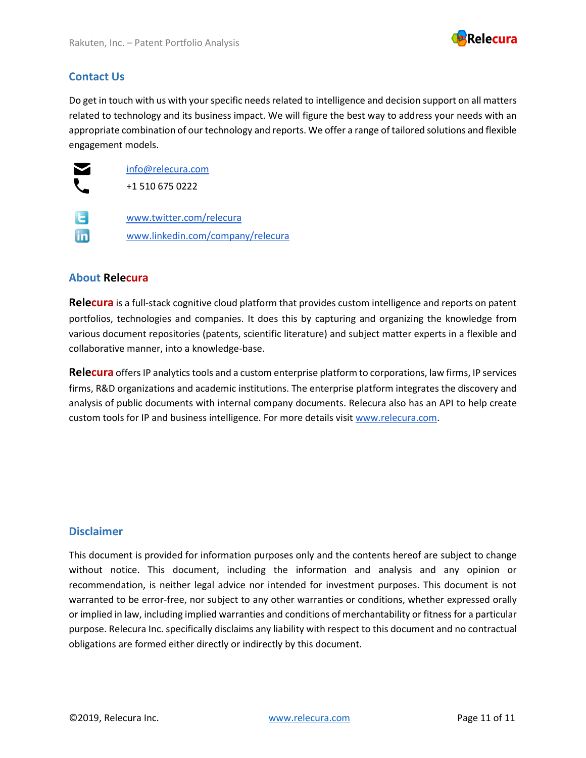## Contact Us

Do get in touch with us with your specific needs related to intelligence and decision support on all matters related to technology and its business impact. We will figure the best way to address your needs with an appropriate combination of our technology and reports. We offer a range of tailored solutions and flexible engagement models.

info@relecura.com
+1 510 675 0222

www.twitter.com/relecura
www.linkedin.com/company/relecura

## About Relecura

**Relecura** is a full-stack cognitive cloud platform that provides custom intelligence and reports on patent portfolios, technologies and companies. It does this by capturing and organizing the knowledge from various document repositories (patents, scientific literature) and subject matter experts in a flexible and collaborative manner, into a knowledge-base.

**Relecura** offers IP analytics tools and a custom enterprise platform to corporations, law firms, IP services firms, R&D organizations and academic institutions. The enterprise platform integrates the discovery and analysis of public documents with internal company documents. Relecura also has an API to help create custom tools for IP and business intelligence. For more details visit www.relecura.com.

## Disclaimer

This document is provided for information purposes only and the contents hereof are subject to change without notice. This document, including the information and analysis and any opinion or recommendation, is neither legal advice nor intended for investment purposes. This document is not warranted to be error-free, nor subject to any other warranties or conditions, whether expressed orally or implied in law, including implied warranties and conditions of merchantability or fitness for a particular purpose. Relecura Inc. specifically disclaims any liability with respect to this document and no contractual obligations are formed either directly or indirectly by this document.